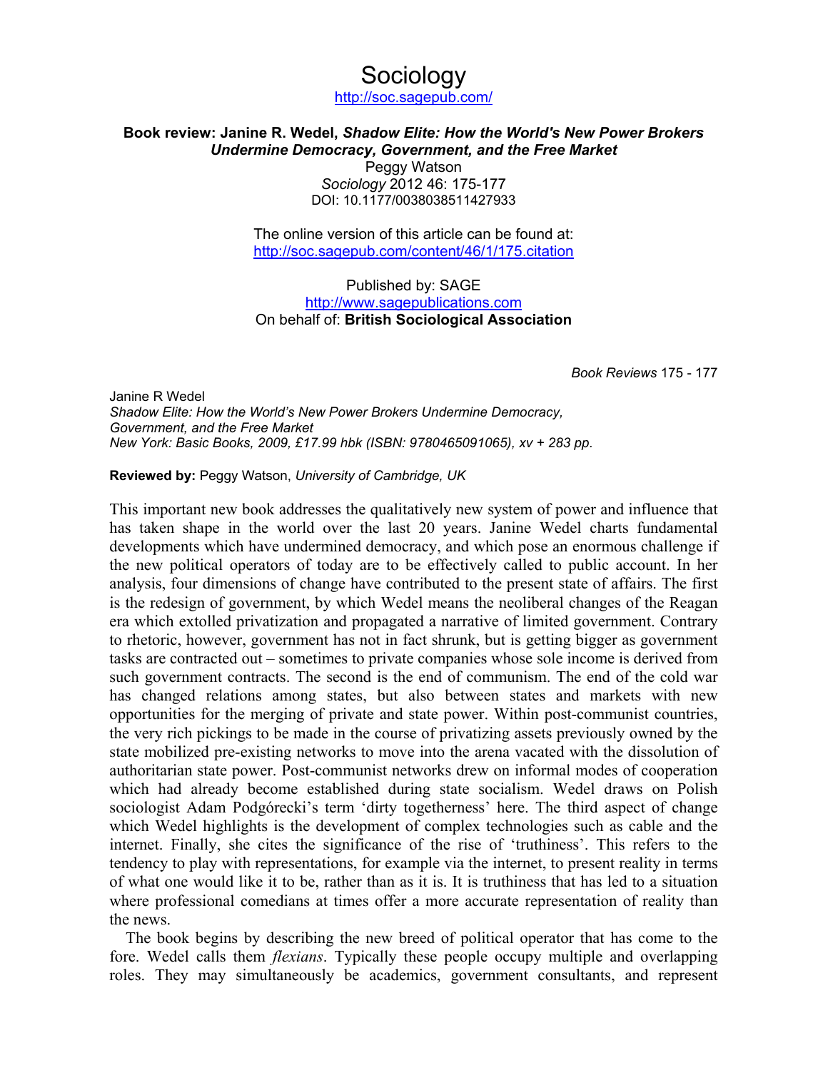# Sociology

http://soc.sagepub.com/

**Book review: Janine R. Wedel, *Shadow Elite: How the World's New Power Brokers Undermine Democracy, Government, and the Free Market***

Peggy Watson
*Sociology* 2012 46: 175-177
DOI: 10.1177/0038038511427933

The online version of this article can be found at:
http://soc.sagepub.com/content/46/1/175.citation

Published by: SAGE
http://www.sagepublications.com
On behalf of: **British Sociological Association**

*Book Reviews* 175 - 177

Janine R Wedel
*Shadow Elite: How the World's New Power Brokers Undermine Democracy, Government, and the Free Market*
*New York: Basic Books, 2009, £17.99 hbk (ISBN: 9780465091065), xv + 283 pp.*

**Reviewed by:** Peggy Watson, *University of Cambridge, UK*

This important new book addresses the qualitatively new system of power and influence that has taken shape in the world over the last 20 years. Janine Wedel charts fundamental developments which have undermined democracy, and which pose an enormous challenge if the new political operators of today are to be effectively called to public account. In her analysis, four dimensions of change have contributed to the present state of affairs. The first is the redesign of government, by which Wedel means the neoliberal changes of the Reagan era which extolled privatization and propagated a narrative of limited government. Contrary to rhetoric, however, government has not in fact shrunk, but is getting bigger as government tasks are contracted out – sometimes to private companies whose sole income is derived from such government contracts. The second is the end of communism. The end of the cold war has changed relations among states, but also between states and markets with new opportunities for the merging of private and state power. Within post-communist countries, the very rich pickings to be made in the course of privatizing assets previously owned by the state mobilized pre-existing networks to move into the arena vacated with the dissolution of authoritarian state power. Post-communist networks drew on informal modes of cooperation which had already become established during state socialism. Wedel draws on Polish sociologist Adam Podgórecki's term 'dirty togetherness' here. The third aspect of change which Wedel highlights is the development of complex technologies such as cable and the internet. Finally, she cites the significance of the rise of 'truthiness'. This refers to the tendency to play with representations, for example via the internet, to present reality in terms of what one would like it to be, rather than as it is. It is truthiness that has led to a situation where professional comedians at times offer a more accurate representation of reality than the news.

The book begins by describing the new breed of political operator that has come to the fore. Wedel calls them *flexians*. Typically these people occupy multiple and overlapping roles. They may simultaneously be academics, government consultants, and represent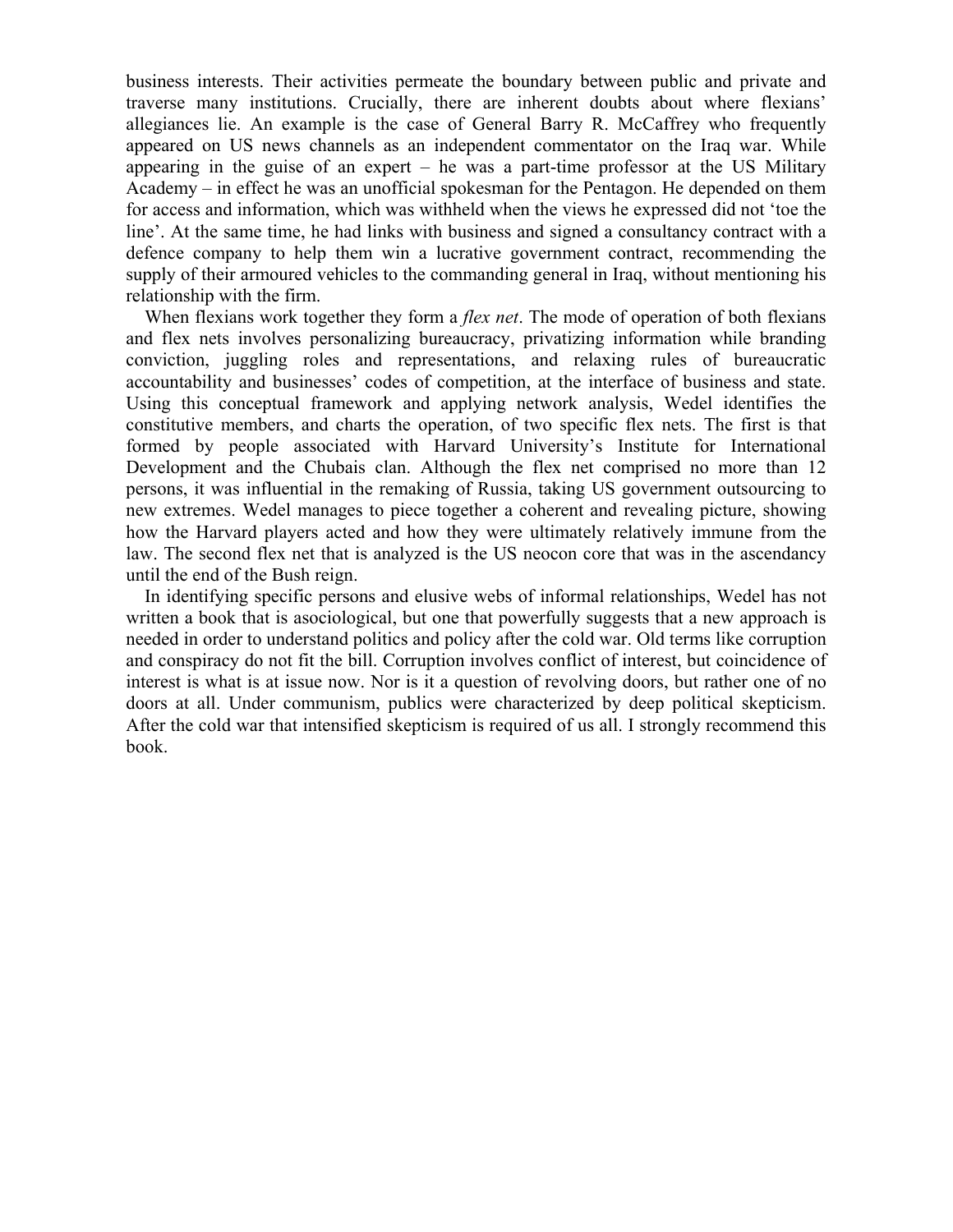business interests. Their activities permeate the boundary between public and private and traverse many institutions. Crucially, there are inherent doubts about where flexians' allegiances lie. An example is the case of General Barry R. McCaffrey who frequently appeared on US news channels as an independent commentator on the Iraq war. While appearing in the guise of an expert – he was a part-time professor at the US Military Academy – in effect he was an unofficial spokesman for the Pentagon. He depended on them for access and information, which was withheld when the views he expressed did not 'toe the line'. At the same time, he had links with business and signed a consultancy contract with a defence company to help them win a lucrative government contract, recommending the supply of their armoured vehicles to the commanding general in Iraq, without mentioning his relationship with the firm.

When flexians work together they form a *flex net*. The mode of operation of both flexians and flex nets involves personalizing bureaucracy, privatizing information while branding conviction, juggling roles and representations, and relaxing rules of bureaucratic accountability and businesses' codes of competition, at the interface of business and state. Using this conceptual framework and applying network analysis, Wedel identifies the constitutive members, and charts the operation, of two specific flex nets. The first is that formed by people associated with Harvard University's Institute for International Development and the Chubais clan. Although the flex net comprised no more than 12 persons, it was influential in the remaking of Russia, taking US government outsourcing to new extremes. Wedel manages to piece together a coherent and revealing picture, showing how the Harvard players acted and how they were ultimately relatively immune from the law. The second flex net that is analyzed is the US neocon core that was in the ascendancy until the end of the Bush reign.

In identifying specific persons and elusive webs of informal relationships, Wedel has not written a book that is asociological, but one that powerfully suggests that a new approach is needed in order to understand politics and policy after the cold war. Old terms like corruption and conspiracy do not fit the bill. Corruption involves conflict of interest, but coincidence of interest is what is at issue now. Nor is it a question of revolving doors, but rather one of no doors at all. Under communism, publics were characterized by deep political skepticism. After the cold war that intensified skepticism is required of us all. I strongly recommend this book.